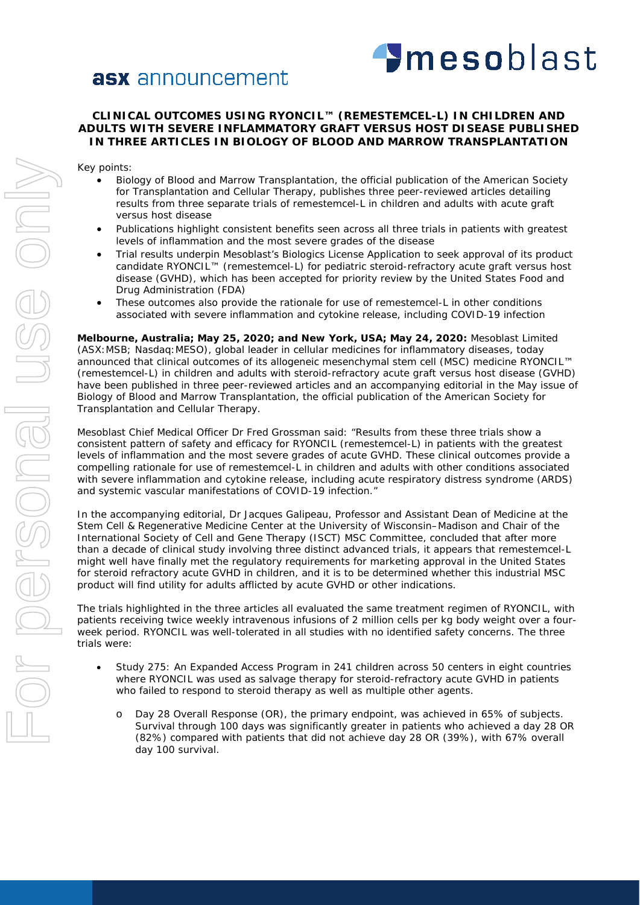asx announcement

# CLINICAL OUTCOMES USING RYONCIL™ (REMESTEMCEL-L) IN CHILDREN AND ADULTS WITH SEVERE INFLAMMATORY GRAFT VERSUS HOST DISEASE PUBLISHED IN THREE ARTICLES IN BIOLOGY OF BLOOD AND MARROW TRANSPLANTATION

Key points:

- Biology of Blood and Marrow Transplantation, the official publication of the American Society for Transplantation and Cellular Therapy, publishes three peer-reviewed articles detailing results from three separate trials of remestemcel-L in children and adults with acute graft versus host disease
- Publications highlight consistent benefits seen across all three trials in patients with greatest levels of inflammation and the most severe grades of the disease
- Trial results underpin Mesoblast's Biologics License Application to seek approval of its product candidate RYONCIL™ (remestemcel-L) for pediatric steroid-refractory acute graft versus host disease (GVHD), which has been accepted for priority review by the United States Food and Drug Administration (FDA)
- These outcomes also provide the rationale for use of remestemcel-L in other conditions associated with severe inflammation and cytokine release, including COVID-19 infection

**Melbourne, Australia; May 25, 2020; and New York, USA; May 24, 2020:** Mesoblast Limited (ASX:MSB; Nasdaq:MESO), global leader in cellular medicines for inflammatory diseases, today announced that clinical outcomes of its allogeneic mesenchymal stem cell (MSC) medicine RYONCIL™ (remestemcel-L) in children and adults with steroid-refractory acute graft versus host disease (GVHD) have been published in three peer-reviewed articles and an accompanying editorial in the May issue of Biology of Blood and Marrow Transplantation, the official publication of the American Society for Transplantation and Cellular Therapy.

Mesoblast Chief Medical Officer Dr Fred Grossman said: "Results from these three trials show a consistent pattern of safety and efficacy for RYONCIL (remestemcel-L) in patients with the greatest levels of inflammation and the most severe grades of acute GVHD. These clinical outcomes provide a compelling rationale for use of remestemcel-L in children and adults with other conditions associated with severe inflammation and cytokine release, including acute respiratory distress syndrome (ARDS) and systemic vascular manifestations of COVID-19 infection."

In the accompanying editorial, Dr Jacques Galipeau, Professor and Assistant Dean of Medicine at the Stem Cell & Regenerative Medicine Center at the University of Wisconsin–Madison and Chair of the International Society of Cell and Gene Therapy (ISCT) MSC Committee, concluded that after more than a decade of clinical study involving three distinct advanced trials, it appears that remestemcel-L might well have finally met the regulatory requirements for marketing approval in the United States for steroid refractory acute GVHD in children, and it is to be determined whether this industrial MSC product will find utility for adults afflicted by acute GVHD or other indications.

The trials highlighted in the three articles all evaluated the same treatment regimen of RYONCIL, with patients receiving twice weekly intravenous infusions of 2 million cells per kg body weight over a four-week period. RYONCIL was well-tolerated in all studies with no identified safety concerns. The three trials were:

- Study 275: An Expanded Access Program in 241 children across 50 centers in eight countries where RYONCIL was used as salvage therapy for steroid-refractory acute GVHD in patients who failed to respond to steroid therapy as well as multiple other agents.
  - Day 28 Overall Response (OR), the primary endpoint, was achieved in 65% of subjects. Survival through 100 days was significantly greater in patients who achieved a day 28 OR (82%) compared with patients that did not achieve day 28 OR (39%), with 67% overall day 100 survival.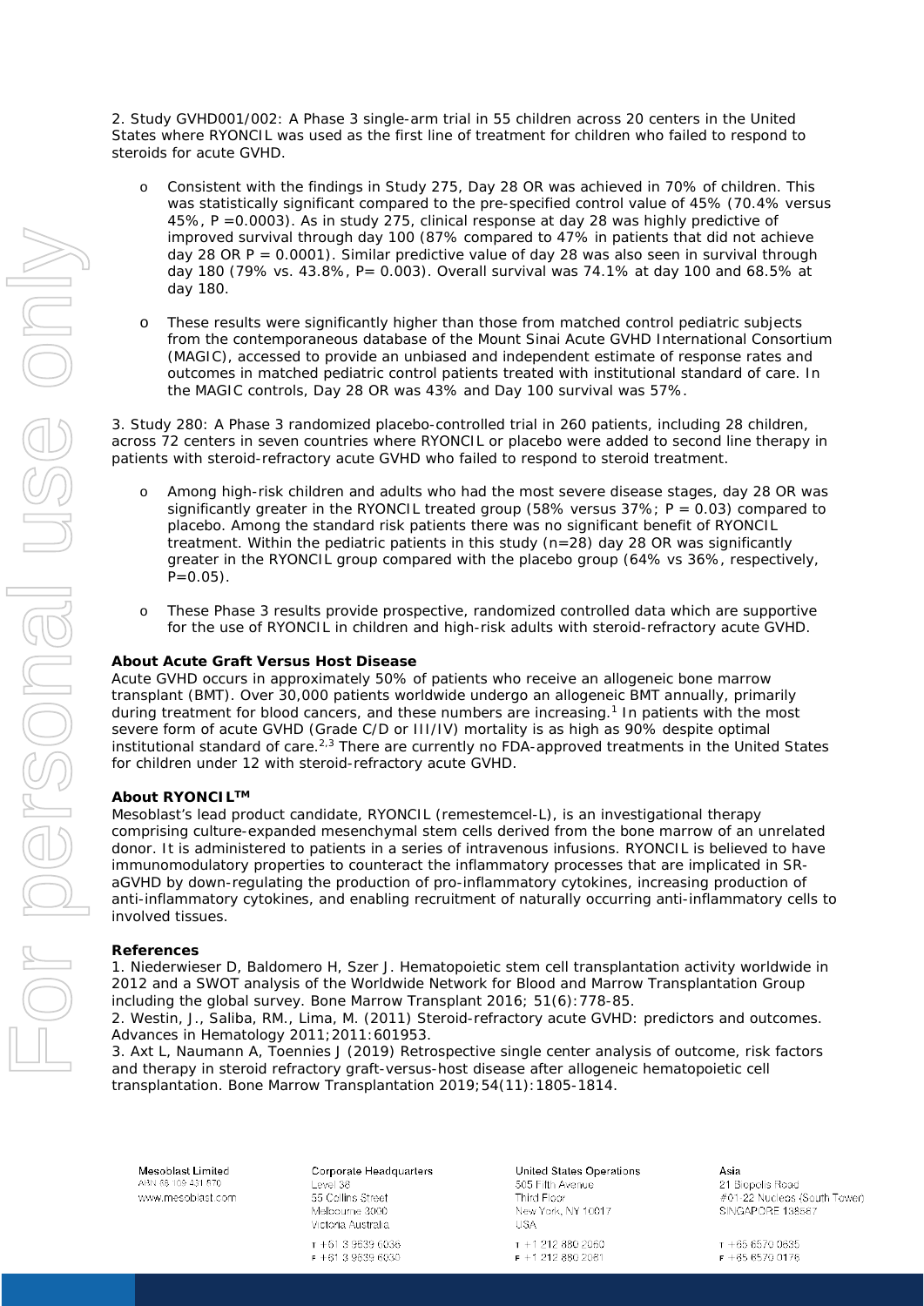2. Study GVHD001/002: A Phase 3 single-arm trial in 55 children across 20 centers in the United States where RYONCIL was used as the first line of treatment for children who failed to respond to steroids for acute GVHD.

- Consistent with the findings in Study 275, Day 28 OR was achieved in 70% of children. This was statistically significant compared to the pre-specified control value of 45% (70.4% versus 45%, P =0.0003). As in study 275, clinical response at day 28 was highly predictive of improved survival through day 100 (87% compared to 47% in patients that did not achieve day 28 OR P = 0.0001). Similar predictive value of day 28 was also seen in survival through day 180 (79% vs. 43.8%, P= 0.003). Overall survival was 74.1% at day 100 and 68.5% at day 180.
- These results were significantly higher than those from matched control pediatric subjects from the contemporaneous database of the Mount Sinai Acute GVHD International Consortium (MAGIC), accessed to provide an unbiased and independent estimate of response rates and outcomes in matched pediatric control patients treated with institutional standard of care. In the MAGIC controls, Day 28 OR was 43% and Day 100 survival was 57%.

3. Study 280: A Phase 3 randomized placebo-controlled trial in 260 patients, including 28 children, across 72 centers in seven countries where RYONCIL or placebo were added to second line therapy in patients with steroid-refractory acute GVHD who failed to respond to steroid treatment.

- Among high-risk children and adults who had the most severe disease stages, day 28 OR was significantly greater in the RYONCIL treated group (58% versus 37%; P = 0.03) compared to placebo. Among the standard risk patients there was no significant benefit of RYONCIL treatment. Within the pediatric patients in this study (n=28) day 28 OR was significantly greater in the RYONCIL group compared with the placebo group (64% vs 36%, respectively, P=0.05).
- These Phase 3 results provide prospective, randomized controlled data which are supportive for the use of RYONCIL in children and high-risk adults with steroid-refractory acute GVHD.

**About Acute Graft Versus Host Disease**

Acute GVHD occurs in approximately 50% of patients who receive an allogeneic bone marrow transplant (BMT). Over 30,000 patients worldwide undergo an allogeneic BMT annually, primarily during treatment for blood cancers, and these numbers are increasing.[1] In patients with the most severe form of acute GVHD (Grade C/D or III/IV) mortality is as high as 90% despite optimal institutional standard of care.[2,3] There are currently no FDA-approved treatments in the United States for children under 12 with steroid-refractory acute GVHD.

**About RYONCIL™**

Mesoblast's lead product candidate, RYONCIL (remestemcel-L), is an investigational therapy comprising culture-expanded mesenchymal stem cells derived from the bone marrow of an unrelated donor. It is administered to patients in a series of intravenous infusions. RYONCIL is believed to have immunomodulatory properties to counteract the inflammatory processes that are implicated in SR-aGVHD by down-regulating the production of pro-inflammatory cytokines, increasing production of anti-inflammatory cytokines, and enabling recruitment of naturally occurring anti-inflammatory cells to involved tissues.

**References**

1. Niederwieser D, Baldomero H, Szer J. Hematopoietic stem cell transplantation activity worldwide in 2012 and a SWOT analysis of the Worldwide Network for Blood and Marrow Transplantation Group including the global survey. Bone Marrow Transplant 2016; 51(6):778-85.
2. Westin, J., Saliba, RM., Lima, M. (2011) Steroid-refractory acute GVHD: predictors and outcomes. Advances in Hematology 2011;2011:601953.
3. Axt L, Naumann A, Toennies J (2019) Retrospective single center analysis of outcome, risk factors and therapy in steroid refractory graft-versus-host disease after allogeneic hematopoietic cell transplantation. Bone Marrow Transplantation 2019;54(11):1805-1814.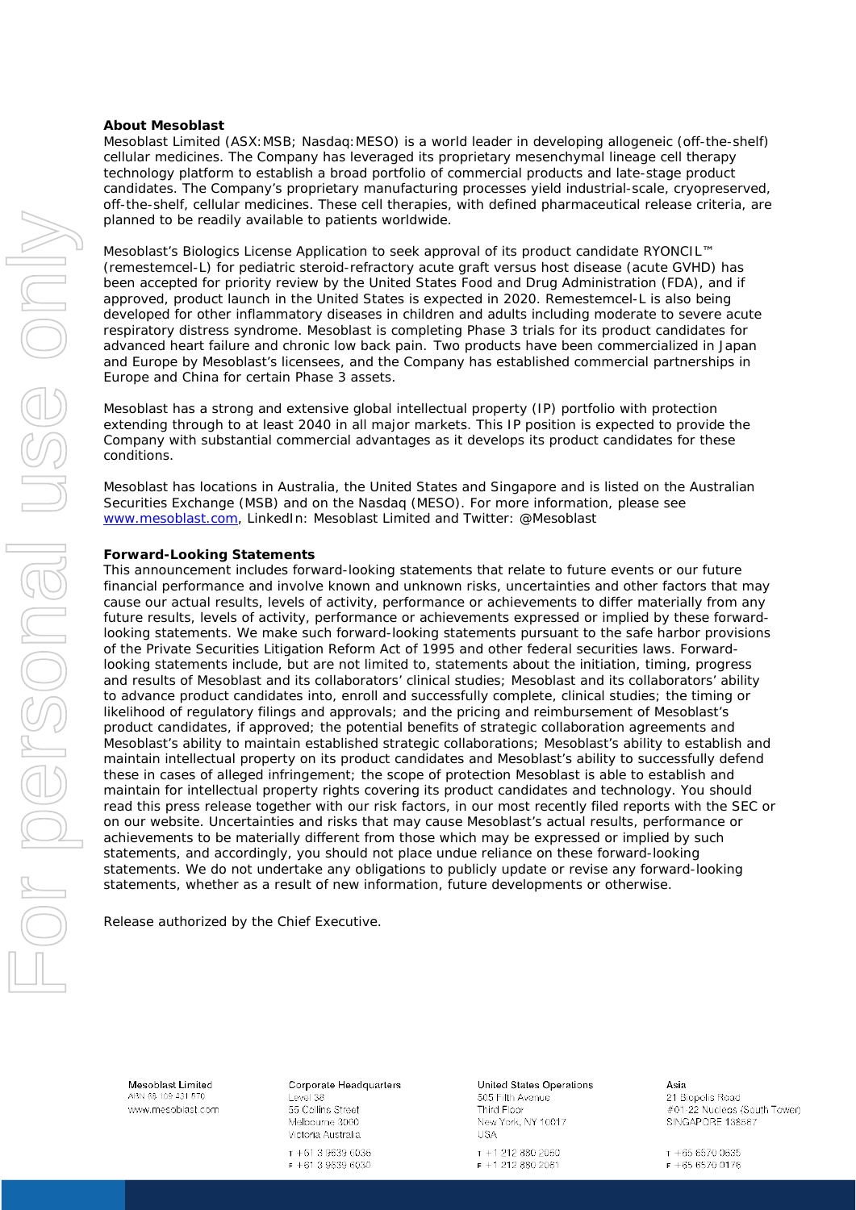**About Mesoblast**

Mesoblast Limited (ASX:MSB; Nasdaq:MESO) is a world leader in developing allogeneic (off-the-shelf) cellular medicines. The Company has leveraged its proprietary mesenchymal lineage cell therapy technology platform to establish a broad portfolio of commercial products and late-stage product candidates. The Company's proprietary manufacturing processes yield industrial-scale, cryopreserved, off-the-shelf, cellular medicines. These cell therapies, with defined pharmaceutical release criteria, are planned to be readily available to patients worldwide.

Mesoblast's Biologics License Application to seek approval of its product candidate RYONCIL™ (remestemcel-L) for pediatric steroid-refractory acute graft versus host disease (acute GVHD) has been accepted for priority review by the United States Food and Drug Administration (FDA), and if approved, product launch in the United States is expected in 2020. Remestemcel-L is also being developed for other inflammatory diseases in children and adults including moderate to severe acute respiratory distress syndrome. Mesoblast is completing Phase 3 trials for its product candidates for advanced heart failure and chronic low back pain. Two products have been commercialized in Japan and Europe by Mesoblast's licensees, and the Company has established commercial partnerships in Europe and China for certain Phase 3 assets.

Mesoblast has a strong and extensive global intellectual property (IP) portfolio with protection extending through to at least 2040 in all major markets. This IP position is expected to provide the Company with substantial commercial advantages as it develops its product candidates for these conditions.

Mesoblast has locations in Australia, the United States and Singapore and is listed on the Australian Securities Exchange (MSB) and on the Nasdaq (MESO). For more information, please see www.mesoblast.com, LinkedIn: Mesoblast Limited and Twitter: @Mesoblast

**Forward-Looking Statements**

This announcement includes forward-looking statements that relate to future events or our future financial performance and involve known and unknown risks, uncertainties and other factors that may cause our actual results, levels of activity, performance or achievements to differ materially from any future results, levels of activity, performance or achievements expressed or implied by these forward-looking statements. We make such forward-looking statements pursuant to the safe harbor provisions of the Private Securities Litigation Reform Act of 1995 and other federal securities laws. Forward-looking statements include, but are not limited to, statements about the initiation, timing, progress and results of Mesoblast and its collaborators' clinical studies; Mesoblast and its collaborators' ability to advance product candidates into, enroll and successfully complete, clinical studies; the timing or likelihood of regulatory filings and approvals; and the pricing and reimbursement of Mesoblast's product candidates, if approved; the potential benefits of strategic collaboration agreements and Mesoblast's ability to maintain established strategic collaborations; Mesoblast's ability to establish and maintain intellectual property on its product candidates and Mesoblast's ability to successfully defend these in cases of alleged infringement; the scope of protection Mesoblast is able to establish and maintain for intellectual property rights covering its product candidates and technology. You should read this press release together with our risk factors, in our most recently filed reports with the SEC or on our website. Uncertainties and risks that may cause Mesoblast's actual results, performance or achievements to be materially different from those which may be expressed or implied by such statements, and accordingly, you should not place undue reliance on these forward-looking statements. We do not undertake any obligations to publicly update or revise any forward-looking statements, whether as a result of new information, future developments or otherwise.

Release authorized by the Chief Executive.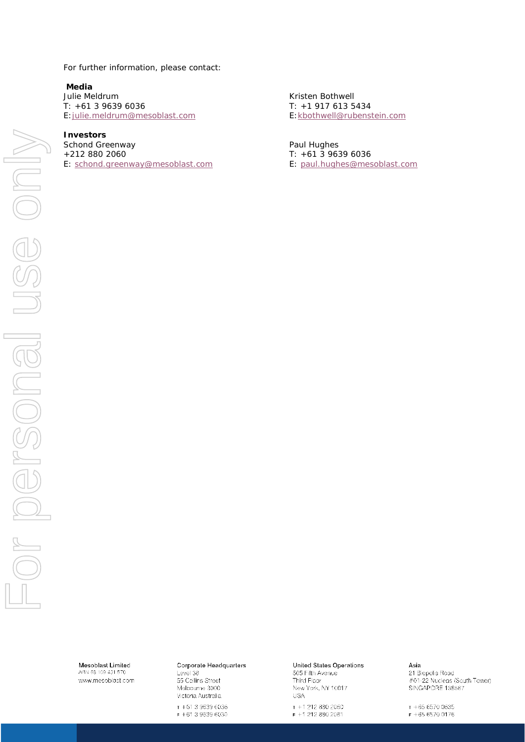For further information, please contact:

**Media**

Julie Meldrum
T: +61 3 9639 6036
E: julie.meldrum@mesoblast.com

Kristen Bothwell
T: +1 917 613 5434
E: kbothwell@rubenstein.com

**Investors**

Schond Greenway
+212 880 2060
E: schond.greenway@mesoblast.com

Paul Hughes
T: +61 3 9639 6036
E: paul.hughes@mesoblast.com

Mesoblast Limited
ABN 68 109 431 870
www.mesoblast.com

Corporate Headquarters
Level 38
55 Collins Street
Melbourne 3000
Victoria Australia
T +61 3 9639 6036
F +61 3 9639 6030

United States Operations
505 Fifth Avenue
Third Floor
New York, NY 10017
USA
T +1 212 880 2060
F +1 212 880 2061

Asia
21 Biopolis Road
#01-22 Nucleos (South Tower)
SINGAPORE 138567
T +65 6570 0635
F +65 6570 0176